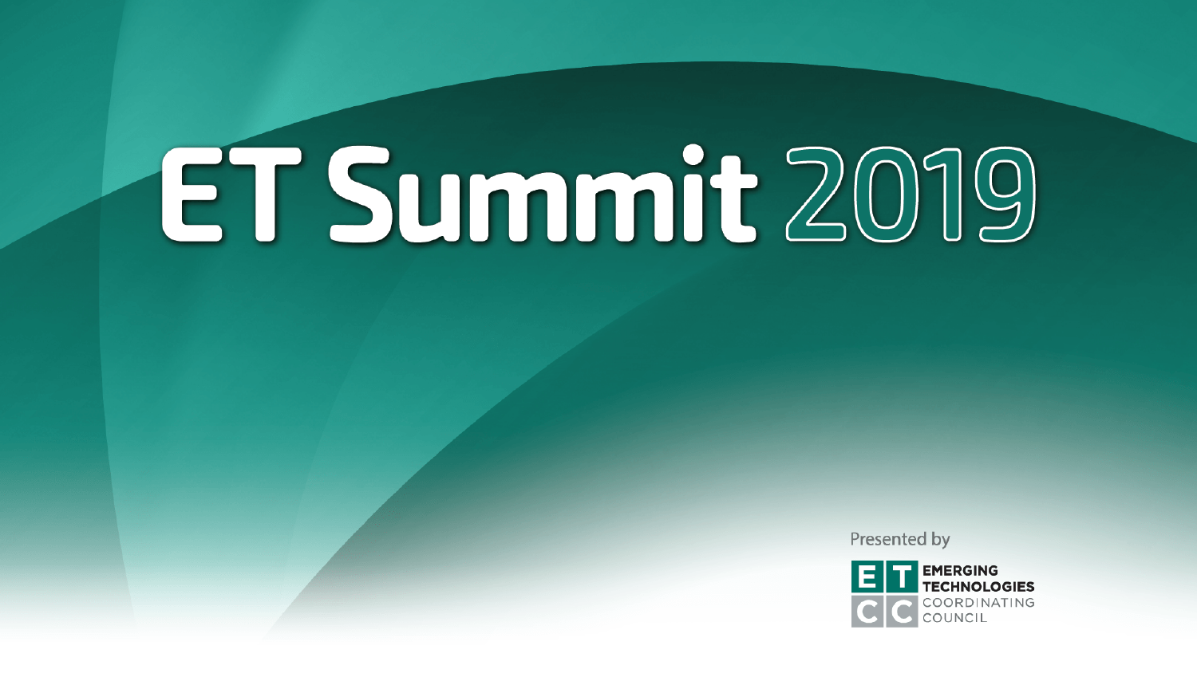# ET Summit 2019

Presented by

EMERGING TECHNOLOGIES COORDINATING COUNCIL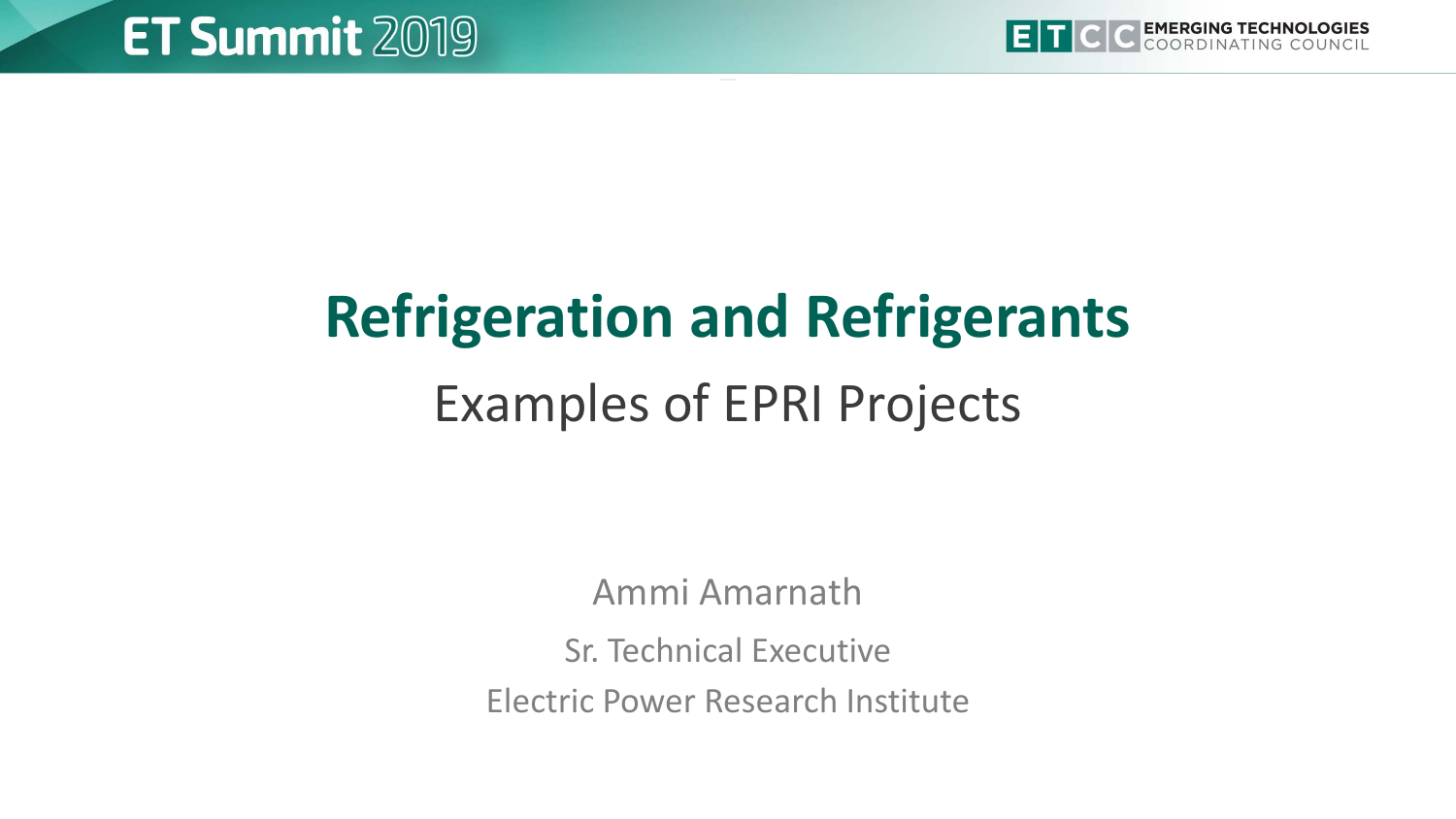# Refrigeration and Refrigerants

## Examples of EPRI Projects

Ammi Amarnath

Sr. Technical Executive

Electric Power Research Institute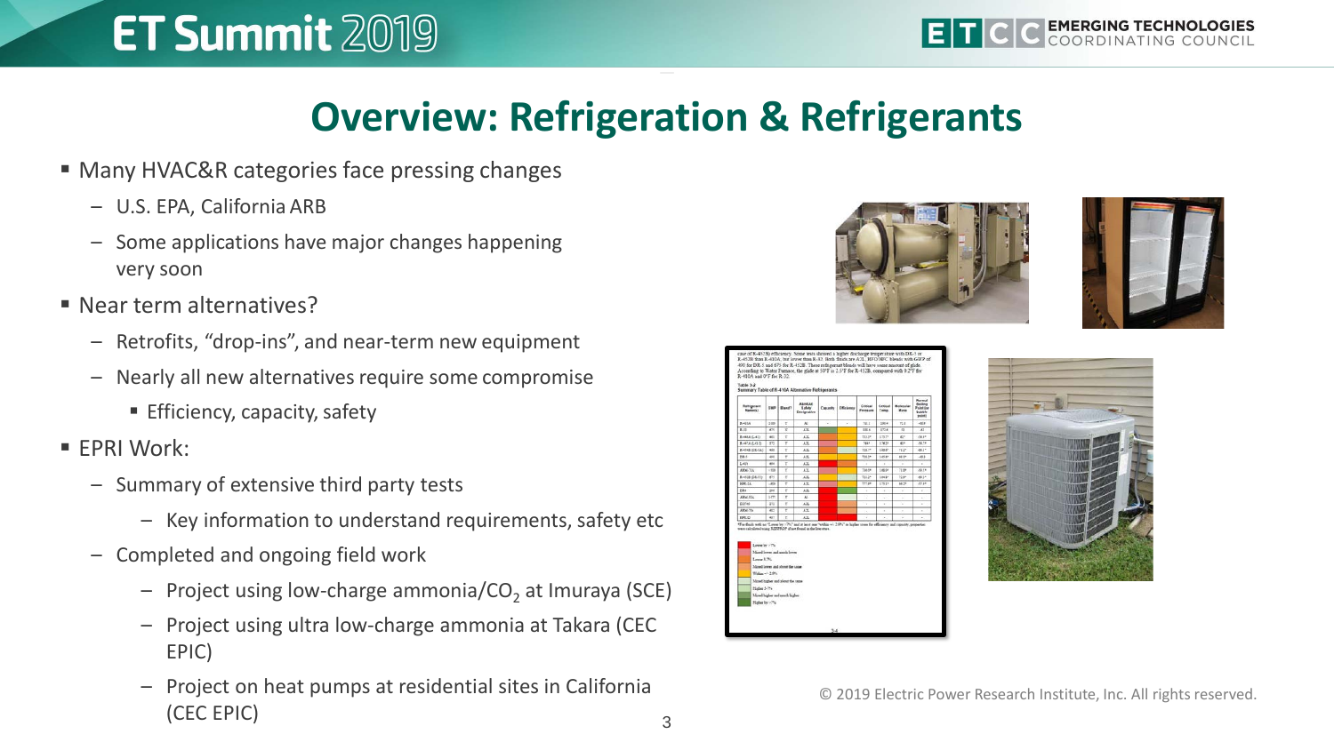# Overview: Refrigeration & Refrigerants

- Many HVAC&R categories face pressing changes
  - U.S. EPA, California ARB
  - Some applications have major changes happening very soon
- Near term alternatives?
  - Retrofits, “drop-ins”, and near-term new equipment
  - Nearly all new alternatives require some compromise
    - Efficiency, capacity, safety
- EPRI Work:
  - Summary of extensive third party tests
    - Key information to understand requirements, safety etc
  - Completed and ongoing field work
    - Project using low-charge ammonia/$CO_2$ at Imuraya (SCE)
    - Project using ultra low-charge ammonia at Takara (CEC EPIC)
    - Project on heat pumps at residential sites in California (CEC EPIC)

© 2019 Electric Power Research Institute, Inc. All rights reserved.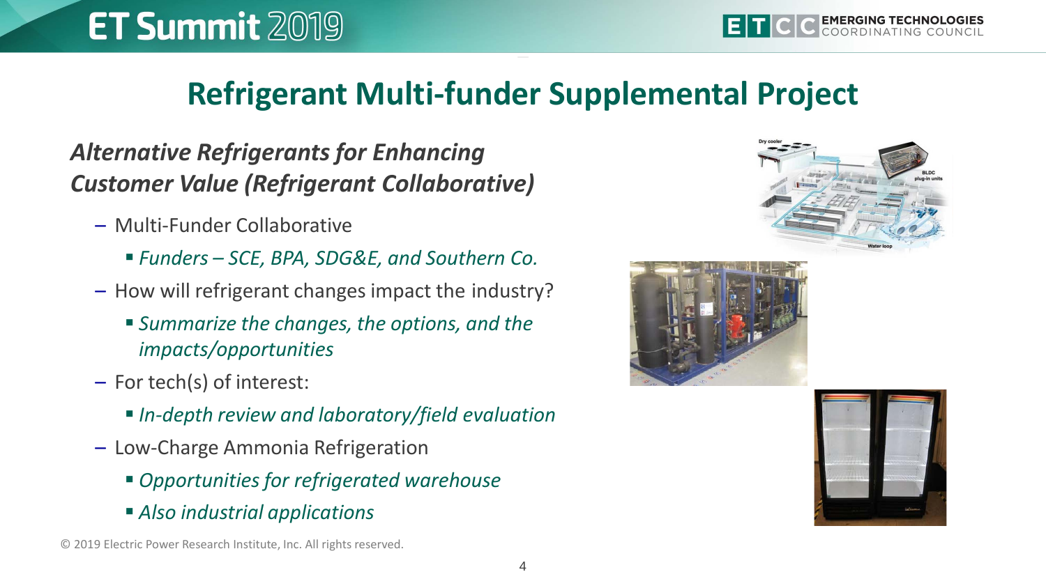# Refrigerant Multi-funder Supplemental Project

***Alternative Refrigerants for Enhancing Customer Value (Refrigerant Collaborative)***

- Multi-Funder Collaborative
  - *Funders – SCE, BPA, SDG&E, and Southern Co.*
- How will refrigerant changes impact the industry?
  - *Summarize the changes, the options, and the impacts/opportunities*
- For tech(s) of interest:
  - *In-depth review and laboratory/field evaluation*
- Low-Charge Ammonia Refrigeration
  - *Opportunities for refrigerated warehouse*
  - *Also industrial applications*

© 2019 Electric Power Research Institute, Inc. All rights reserved.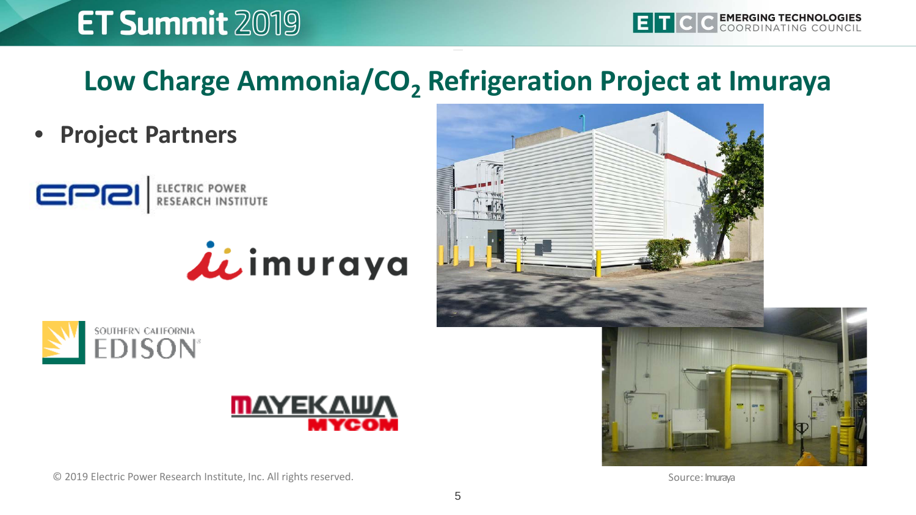## Low Charge Ammonia/$CO_2$ Refrigeration Project at Imuraya

- **Project Partners**

ELECTRIC POWER RESEARCH INSTITUTE

imuraya

SOUTHERN CALIFORNIA EDISON

MAYEKAWA MYCOM

© 2019 Electric Power Research Institute, Inc. All rights reserved.

Source: Imuraya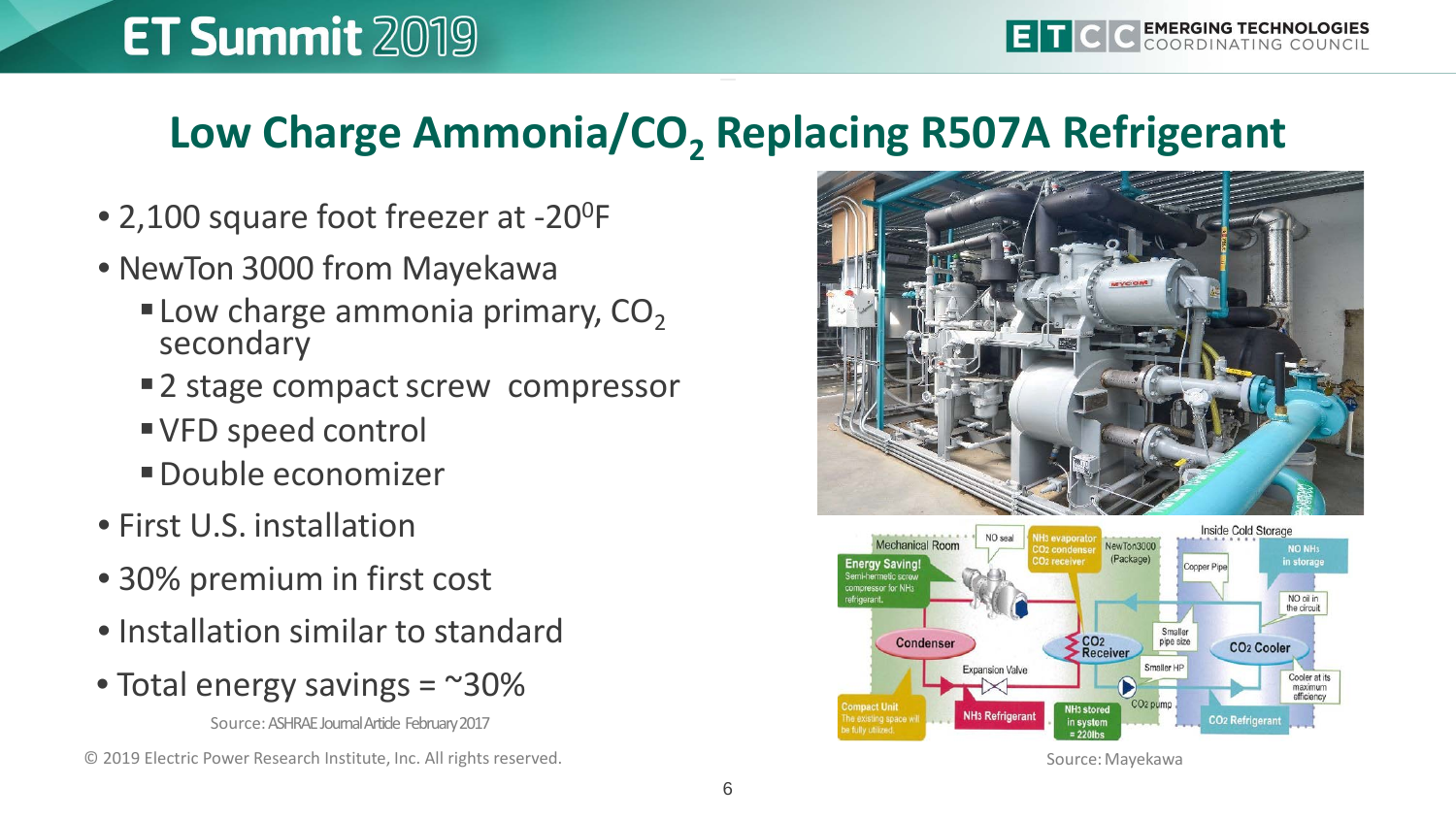# Low Charge Ammonia/$CO_2$ Replacing R507A Refrigerant

- 2,100 square foot freezer at -20$^0$F
- NewTon 3000 from Mayekawa
  - Low charge ammonia primary, $CO_2$ secondary
  - 2 stage compact screw compressor
  - VFD speed control
  - Double economizer
- First U.S. installation
- 30% premium in first cost
- Installation similar to standard
- Total energy savings = ~30%

Source: ASHRAE Journal Article February 2017

Source: Mayekawa

© 2019 Electric Power Research Institute, Inc. All rights reserved.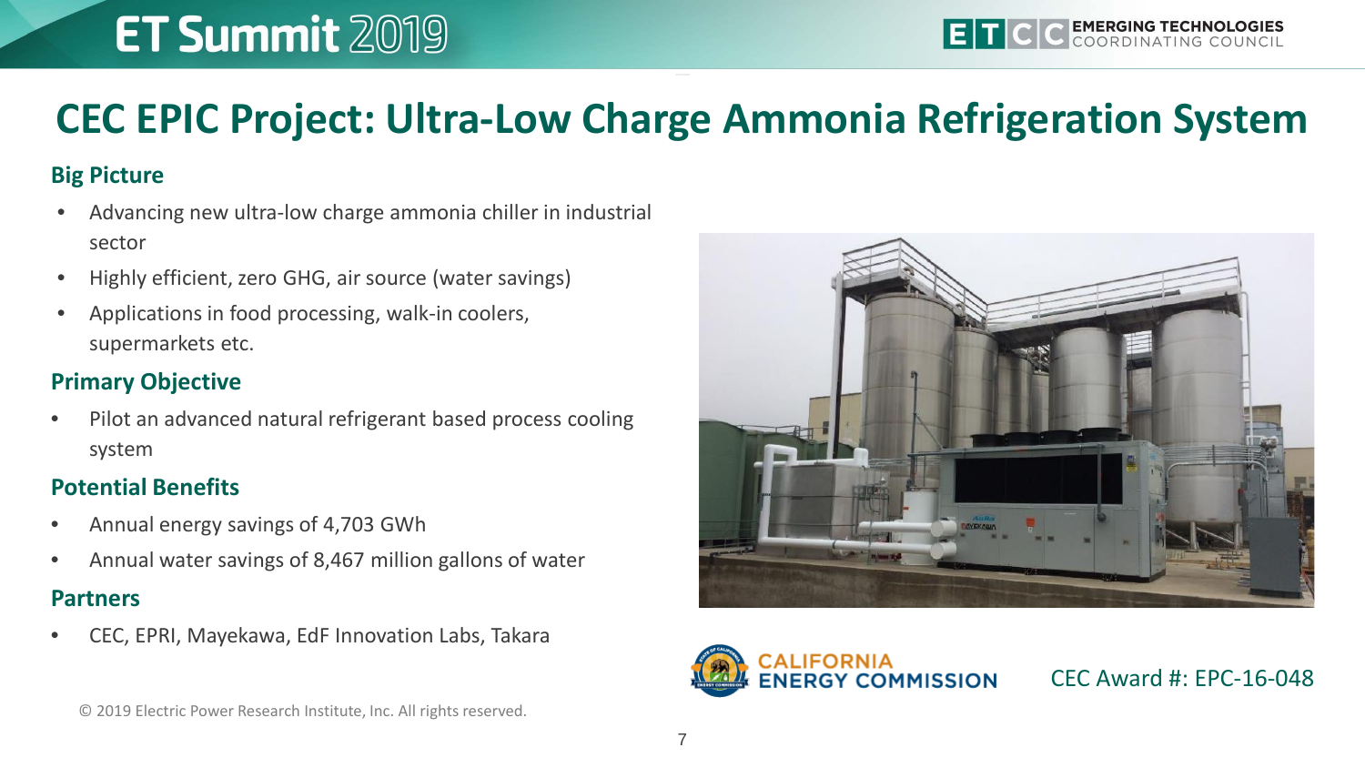# CEC EPIC Project: Ultra-Low Charge Ammonia Refrigeration System

### Big Picture

- Advancing new ultra-low charge ammonia chiller in industrial sector
- Highly efficient, zero GHG, air source (water savings)
- Applications in food processing, walk-in coolers, supermarkets etc.

### Primary Objective

- Pilot an advanced natural refrigerant based process cooling system

### Potential Benefits

- Annual energy savings of 4,703 GWh
- Annual water savings of 8,467 million gallons of water

### Partners

- CEC, EPRI, Mayekawa, EdF Innovation Labs, Takara

CEC Award #: EPC-16-048

© 2019 Electric Power Research Institute, Inc. All rights reserved.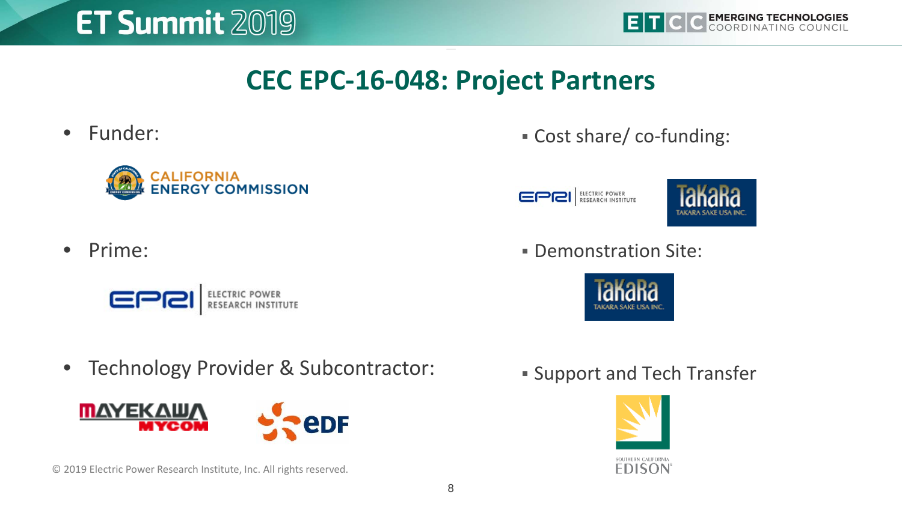## CEC EPC-16-048: Project Partners

- Funder:
  - CALIFORNIA ENERGY COMMISSION
- Prime:
  - EPRI ELECTRIC POWER RESEARCH INSTITUTE
- Technology Provider & Subcontractor:
  - MAYEKAWA MYCOM
  - eDF

- Cost share/ co-funding:
  - EPRI ELECTRIC POWER RESEARCH INSTITUTE
  - TaKaRa TAKARA SAKE USA INC.
- Demonstration Site:
  - TaKaRa TAKARA SAKE USA INC.
- Support and Tech Transfer
  - SOUTHERN CALIFORNIA EDISON

© 2019 Electric Power Research Institute, Inc. All rights reserved.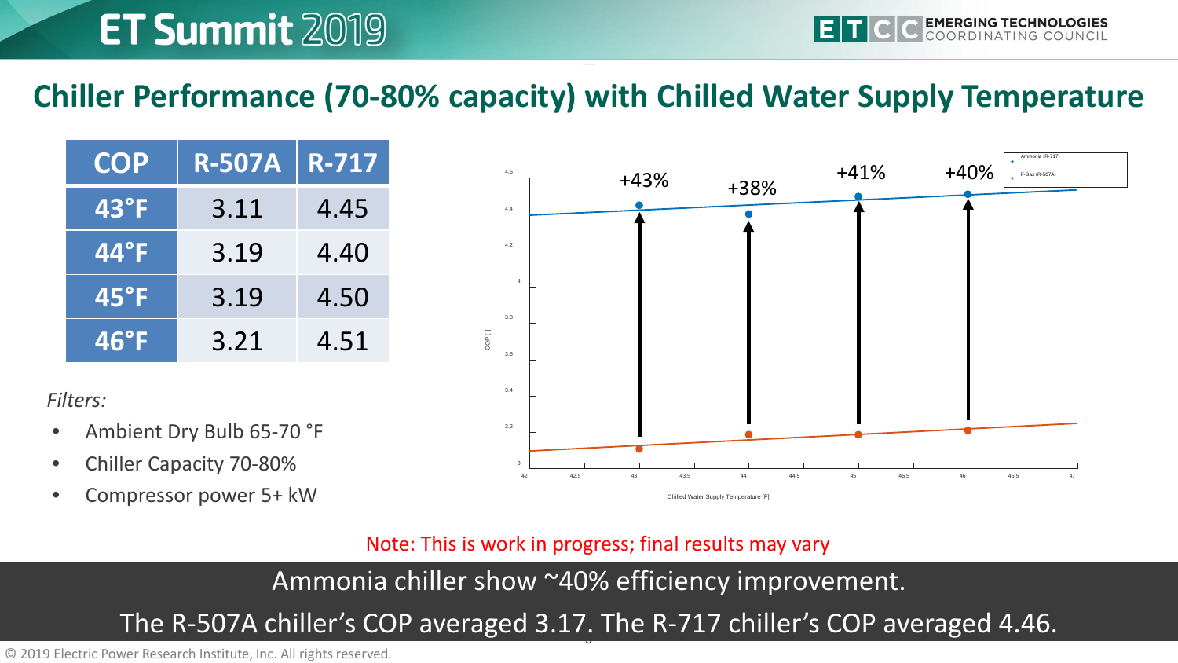## Chiller Performance (70-80% capacity) with Chilled Water Supply Temperature

| COP | R-507A | R-717 |
|---|---|---|
| 43°F | 3.11 | 4.45 |
| 44°F | 3.19 | 4.40 |
| 45°F | 3.19 | 4.50 |
| 46°F | 3.21 | 4.51 |

*Filters:*

- Ambient Dry Bulb 65-70 °F
- Chiller Capacity 70-80%
- Compressor power 5+ kW

Note: This is work in progress; final results may vary

Ammonia chiller show ~40% efficiency improvement.

The R-507A chiller's COP averaged 3.17. The R-717 chiller's COP averaged 4.46.

© 2019 Electric Power Research Institute, Inc. All rights reserved.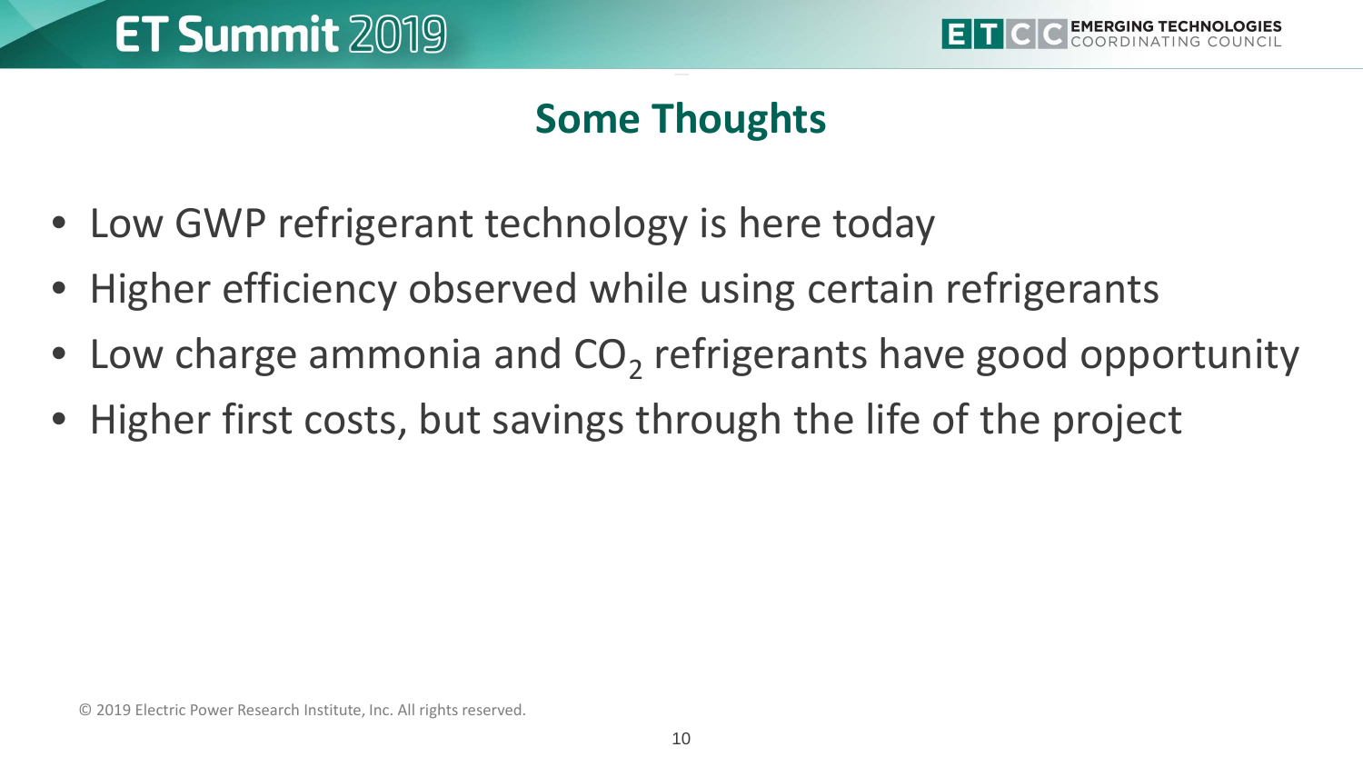## Some Thoughts

- Low GWP refrigerant technology is here today
- Higher efficiency observed while using certain refrigerants
- Low charge ammonia and $CO_2$ refrigerants have good opportunity
- Higher first costs, but savings through the life of the project

© 2019 Electric Power Research Institute, Inc. All rights reserved.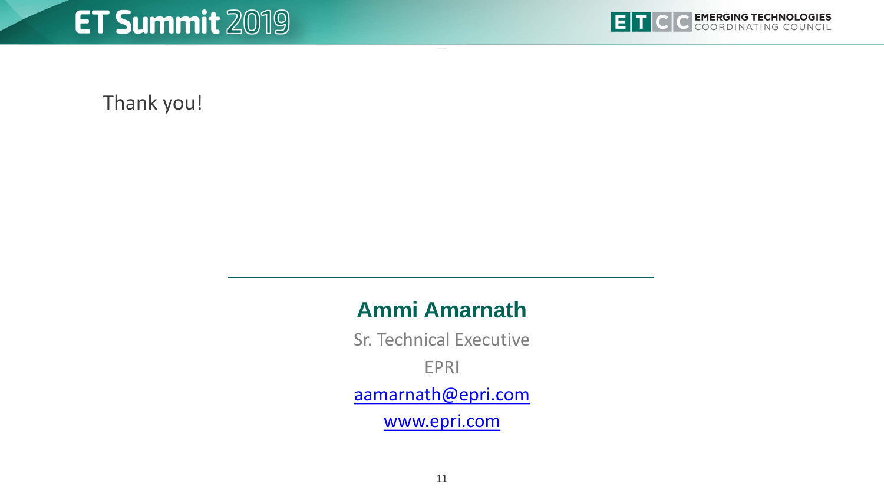Thank you!

---

**Ammi Amarnath**

Sr. Technical Executive

EPRI

[aamarnath@epri.com](mailto:aamarnath@epri.com)

[www.epri.com](http://www.epri.com)